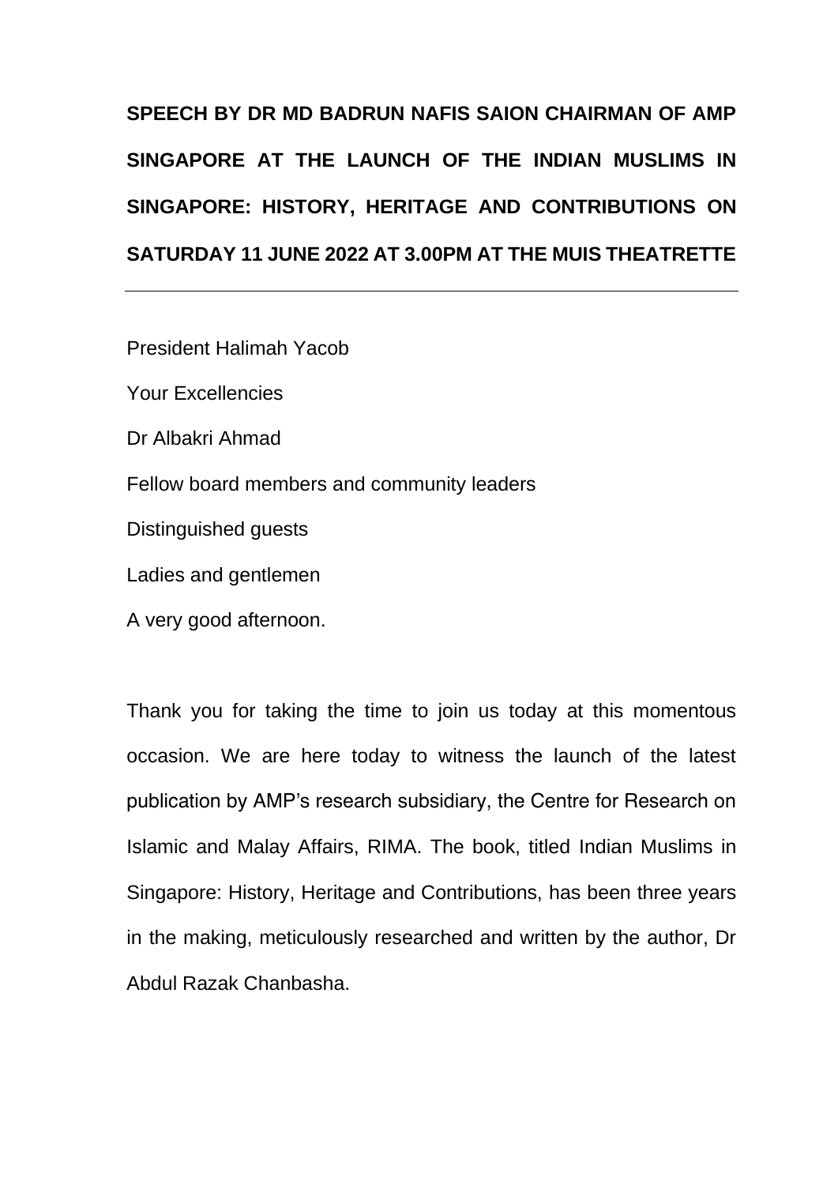**SPEECH BY DR MD BADRUN NAFIS SAION CHAIRMAN OF AMP SINGAPORE AT THE LAUNCH OF THE INDIAN MUSLIMS IN SINGAPORE: HISTORY, HERITAGE AND CONTRIBUTIONS ON SATURDAY 11 JUNE 2022 AT 3.00PM AT THE MUIS THEATRETTE**

---

President Halimah Yacob

Your Excellencies

Dr Albakri Ahmad

Fellow board members and community leaders

Distinguished guests

Ladies and gentlemen

A very good afternoon.

Thank you for taking the time to join us today at this momentous occasion. We are here today to witness the launch of the latest publication by AMP's research subsidiary, the Centre for Research on Islamic and Malay Affairs, RIMA. The book, titled Indian Muslims in Singapore: History, Heritage and Contributions, has been three years in the making, meticulously researched and written by the author, Dr Abdul Razak Chanbasha.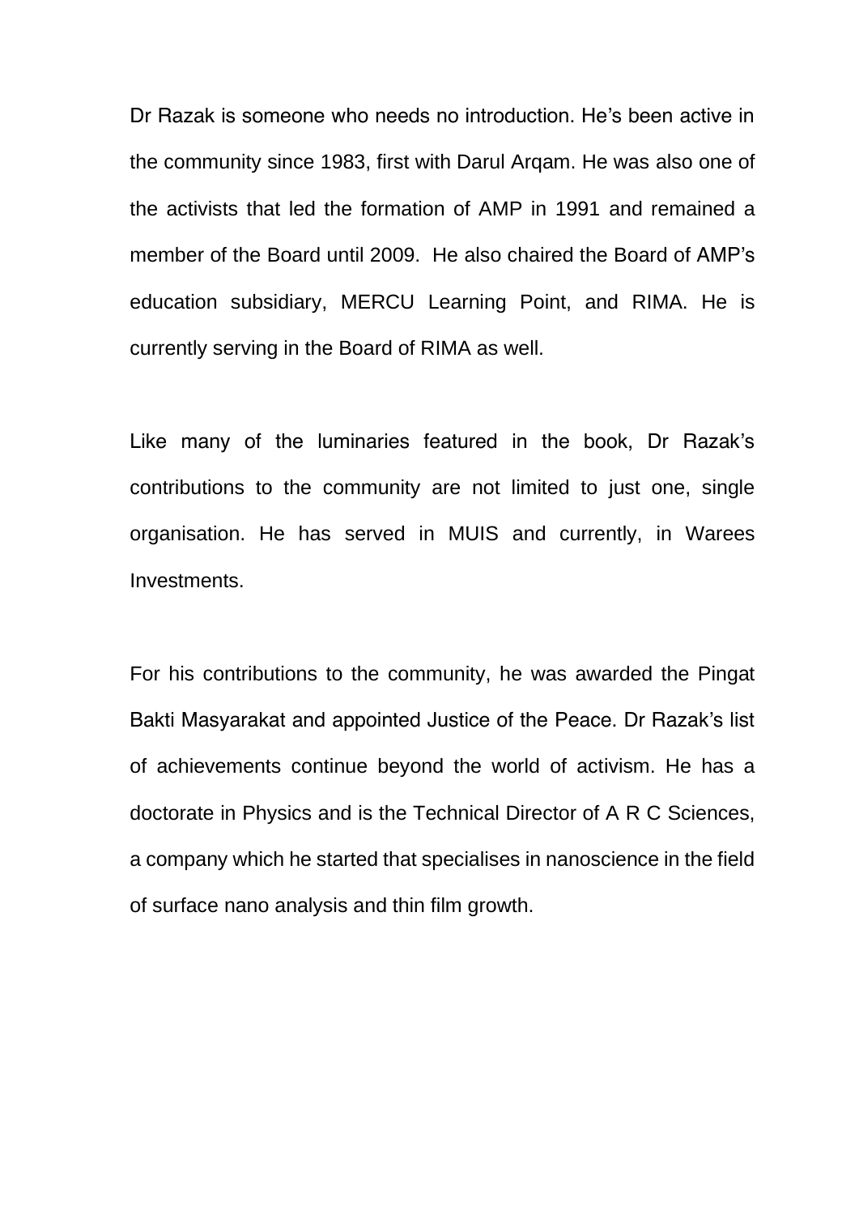Dr Razak is someone who needs no introduction. He's been active in the community since 1983, first with Darul Arqam. He was also one of the activists that led the formation of AMP in 1991 and remained a member of the Board until 2009. He also chaired the Board of AMP's education subsidiary, MERCU Learning Point, and RIMA. He is currently serving in the Board of RIMA as well.

Like many of the luminaries featured in the book, Dr Razak's contributions to the community are not limited to just one, single organisation. He has served in MUIS and currently, in Warees Investments.

For his contributions to the community, he was awarded the Pingat Bakti Masyarakat and appointed Justice of the Peace. Dr Razak's list of achievements continue beyond the world of activism. He has a doctorate in Physics and is the Technical Director of A R C Sciences, a company which he started that specialises in nanoscience in the field of surface nano analysis and thin film growth.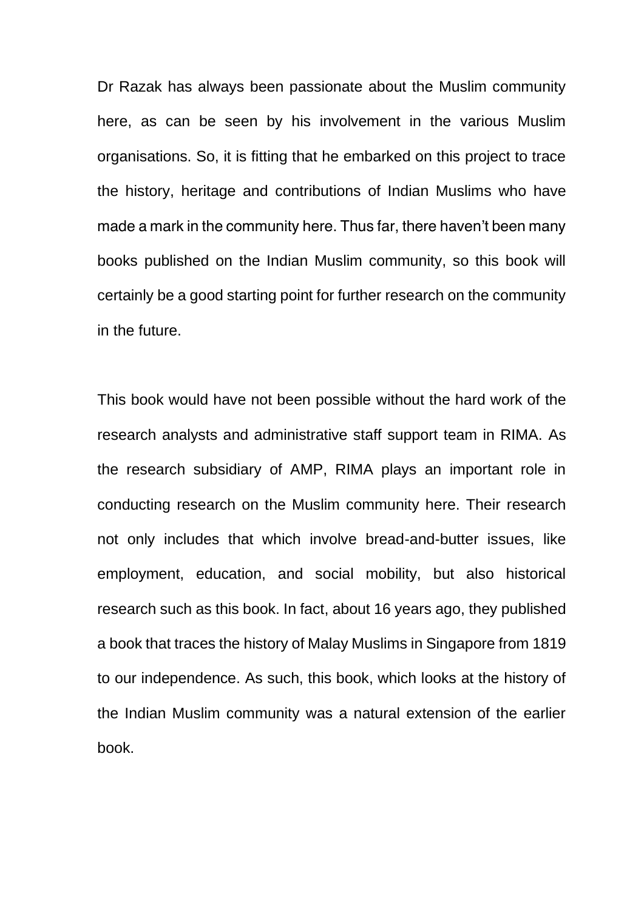Dr Razak has always been passionate about the Muslim community here, as can be seen by his involvement in the various Muslim organisations. So, it is fitting that he embarked on this project to trace the history, heritage and contributions of Indian Muslims who have made a mark in the community here. Thus far, there haven't been many books published on the Indian Muslim community, so this book will certainly be a good starting point for further research on the community in the future.

This book would have not been possible without the hard work of the research analysts and administrative staff support team in RIMA. As the research subsidiary of AMP, RIMA plays an important role in conducting research on the Muslim community here. Their research not only includes that which involve bread-and-butter issues, like employment, education, and social mobility, but also historical research such as this book. In fact, about 16 years ago, they published a book that traces the history of Malay Muslims in Singapore from 1819 to our independence. As such, this book, which looks at the history of the Indian Muslim community was a natural extension of the earlier book.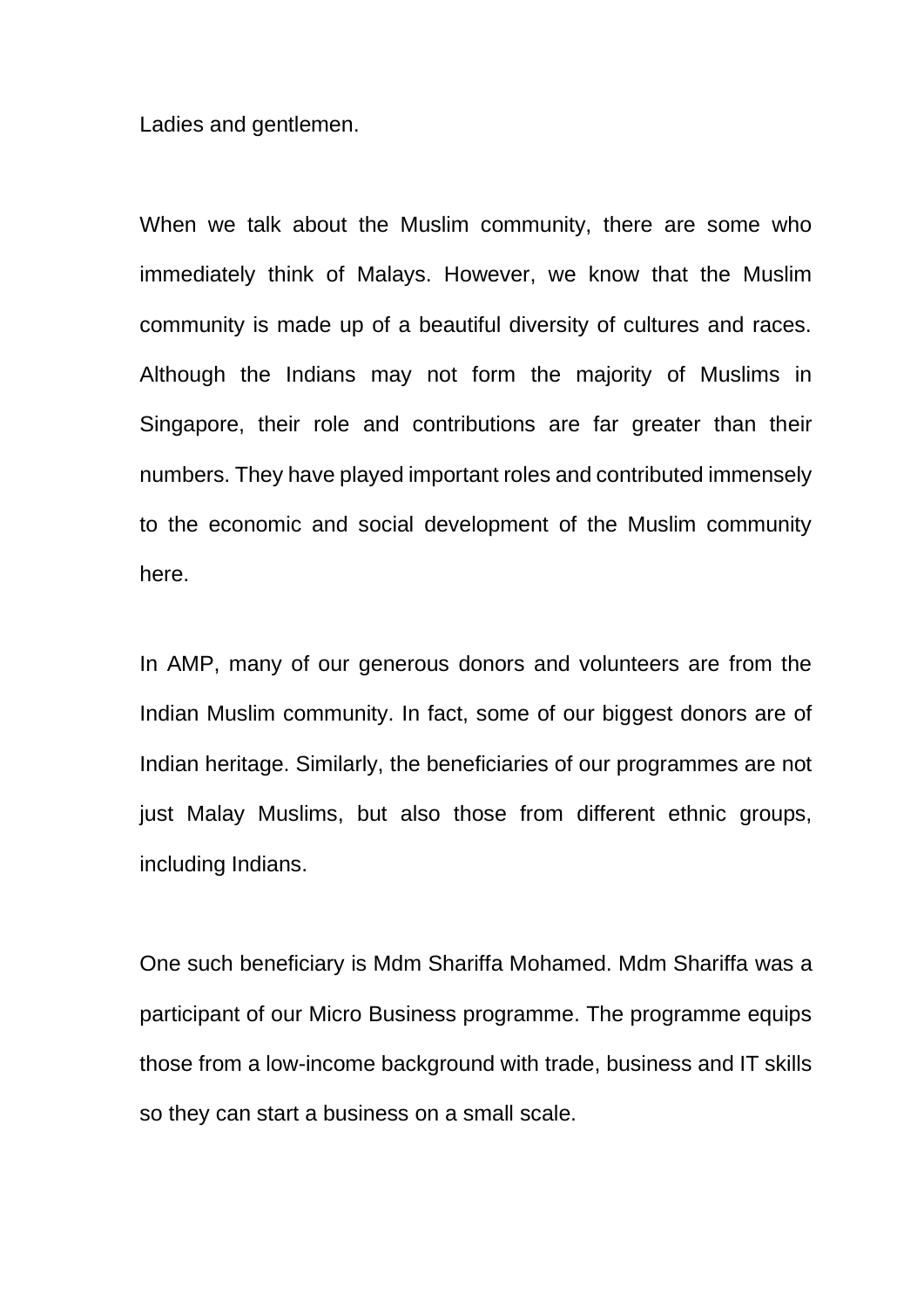Ladies and gentlemen.

When we talk about the Muslim community, there are some who immediately think of Malays. However, we know that the Muslim community is made up of a beautiful diversity of cultures and races. Although the Indians may not form the majority of Muslims in Singapore, their role and contributions are far greater than their numbers. They have played important roles and contributed immensely to the economic and social development of the Muslim community here.

In AMP, many of our generous donors and volunteers are from the Indian Muslim community. In fact, some of our biggest donors are of Indian heritage. Similarly, the beneficiaries of our programmes are not just Malay Muslims, but also those from different ethnic groups, including Indians.

One such beneficiary is Mdm Shariffa Mohamed. Mdm Shariffa was a participant of our Micro Business programme. The programme equips those from a low-income background with trade, business and IT skills so they can start a business on a small scale.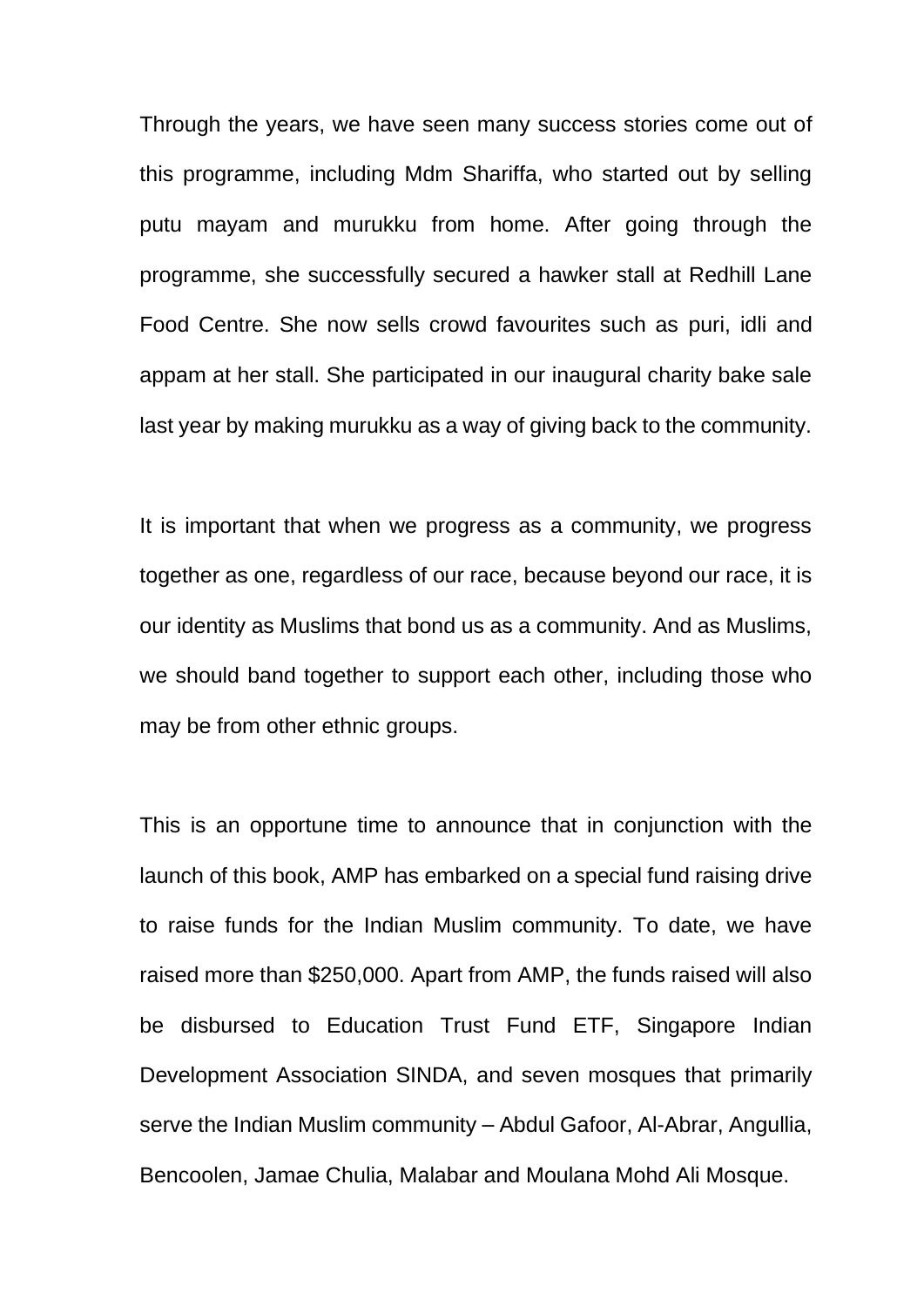Through the years, we have seen many success stories come out of this programme, including Mdm Shariffa, who started out by selling putu mayam and murukku from home. After going through the programme, she successfully secured a hawker stall at Redhill Lane Food Centre. She now sells crowd favourites such as puri, idli and appam at her stall. She participated in our inaugural charity bake sale last year by making murukku as a way of giving back to the community.

It is important that when we progress as a community, we progress together as one, regardless of our race, because beyond our race, it is our identity as Muslims that bond us as a community. And as Muslims, we should band together to support each other, including those who may be from other ethnic groups.

This is an opportune time to announce that in conjunction with the launch of this book, AMP has embarked on a special fund raising drive to raise funds for the Indian Muslim community. To date, we have raised more than $250,000. Apart from AMP, the funds raised will also be disbursed to Education Trust Fund ETF, Singapore Indian Development Association SINDA, and seven mosques that primarily serve the Indian Muslim community – Abdul Gafoor, Al-Abrar, Angullia, Bencoolen, Jamae Chulia, Malabar and Moulana Mohd Ali Mosque.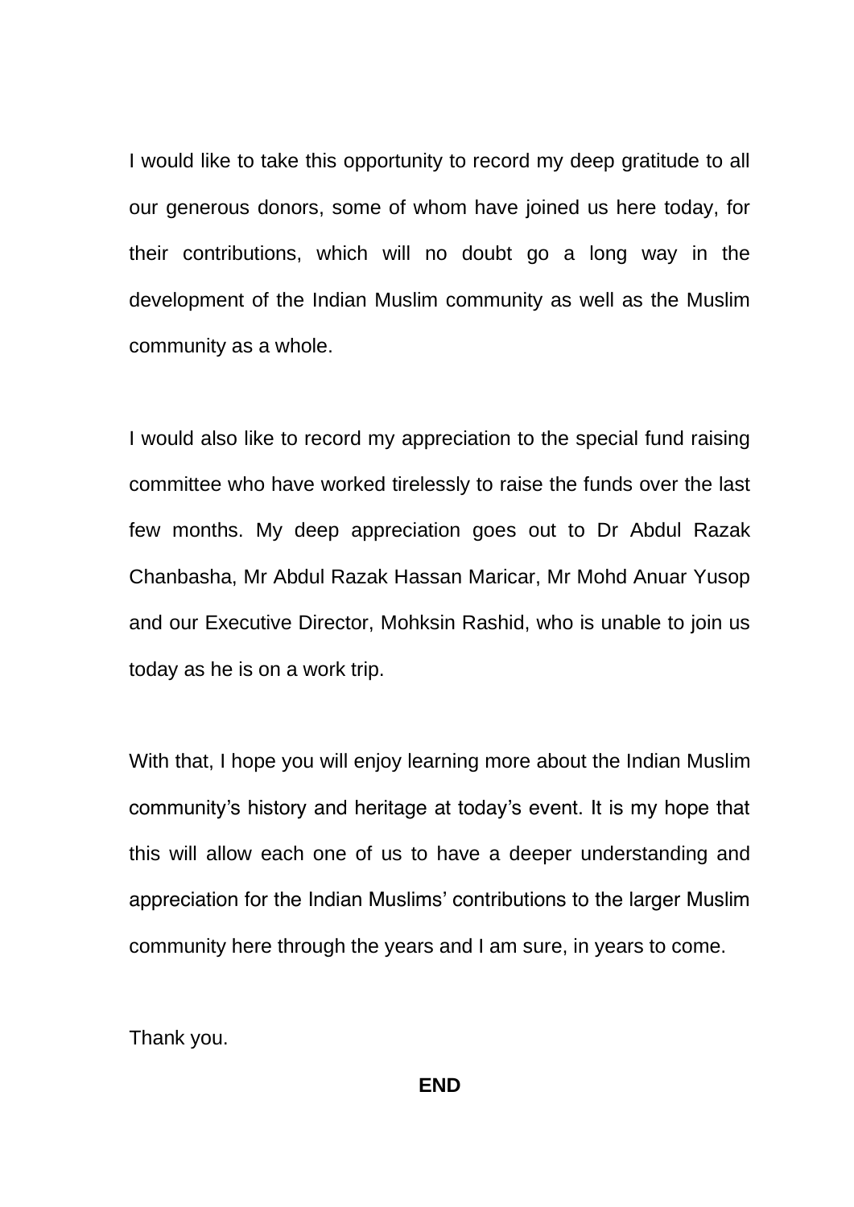I would like to take this opportunity to record my deep gratitude to all our generous donors, some of whom have joined us here today, for their contributions, which will no doubt go a long way in the development of the Indian Muslim community as well as the Muslim community as a whole.

I would also like to record my appreciation to the special fund raising committee who have worked tirelessly to raise the funds over the last few months. My deep appreciation goes out to Dr Abdul Razak Chanbasha, Mr Abdul Razak Hassan Maricar, Mr Mohd Anuar Yusop and our Executive Director, Mohksin Rashid, who is unable to join us today as he is on a work trip.

With that, I hope you will enjoy learning more about the Indian Muslim community's history and heritage at today's event. It is my hope that this will allow each one of us to have a deeper understanding and appreciation for the Indian Muslims' contributions to the larger Muslim community here through the years and I am sure, in years to come.

Thank you.

**END**